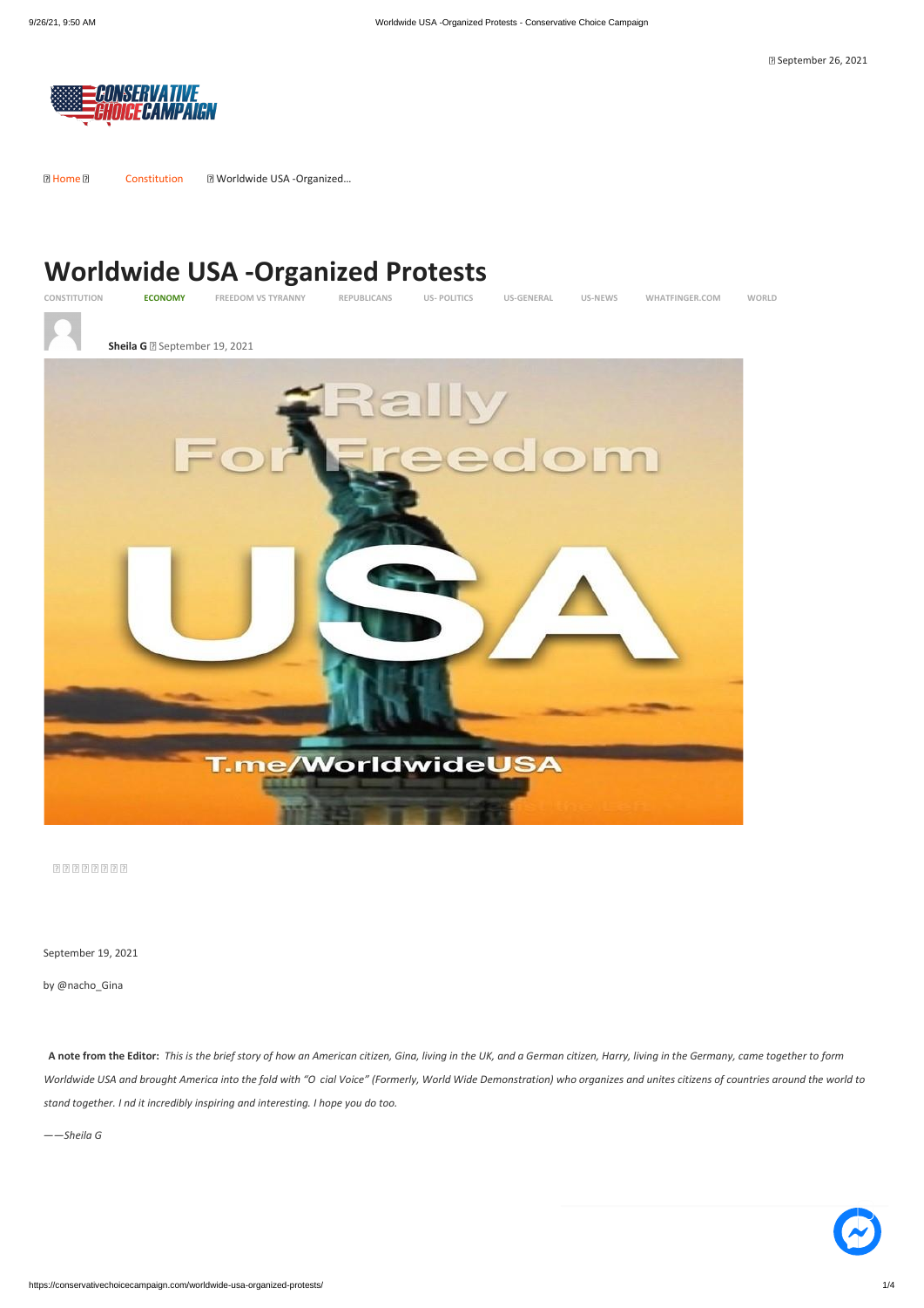September 26, 2021

Home Constitution Worldwide USA -Organized…

# Worldwide USA -Organized Protests

CONSTITUTION ECONOMY FREEDOM VS TYRANNY REPUBLICANS US- POLITICS US-GENERAL US-NEWS WHATFINGER.COM WORLD

**Sheila G** September 19, 2021

September 19, 2021

by @nacho_Gina

**A note from the Editor:** *This is the brief story of how an American citizen, Gina, living in the UK, and a German citizen, Harry, living in the Germany, came together to form Worldwide USA and brought America into the fold with "O cial Voice" (Formerly, World Wide Demonstration) who organizes and unites citizens of countries around the world to stand together. I nd it incredibly inspiring and interesting. I hope you do too.*

*——Sheila G*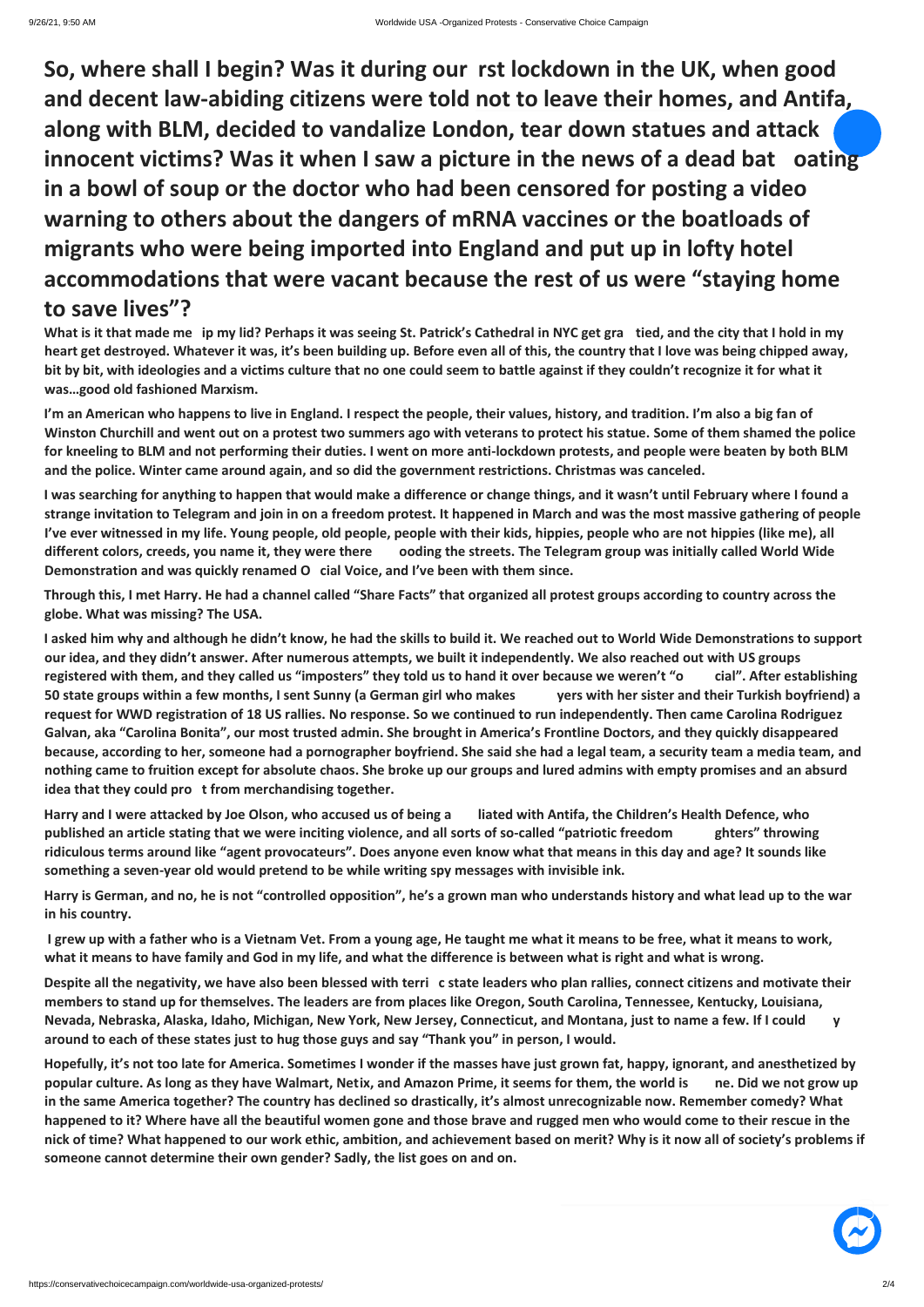## So, where shall I begin? Was it during our rst lockdown in the UK, when good and decent law-abiding citizens were told not to leave their homes, and Antifa, along with BLM, decided to vandalize London, tear down statues and attack innocent victims? Was it when I saw a picture in the news of a dead bat oating in a bowl of soup or the doctor who had been censored for posting a video warning to others about the dangers of mRNA vaccines or the boatloads of migrants who were being imported into England and put up in lofty hotel accommodations that were vacant because the rest of us were "staying home to save lives"?

**What is it that made me ip my lid? Perhaps it was seeing St. Patrick's Cathedral in NYC get gra tied, and the city that I hold in my heart get destroyed. Whatever it was, it's been building up. Before even all of this, the country that I love was being chipped away, bit by bit, with ideologies and a victims culture that no one could seem to battle against if they couldn't recognize it for what it was…good old fashioned Marxism.**

**I'm an American who happens to live in England. I respect the people, their values, history, and tradition. I'm also a big fan of Winston Churchill and went out on a protest two summers ago with veterans to protect his statue. Some of them shamed the police for kneeling to BLM and not performing their duties. I went on more anti-lockdown protests, and people were beaten by both BLM and the police. Winter came around again, and so did the government restrictions. Christmas was canceled.**

**I was searching for anything to happen that would make a difference or change things, and it wasn't until February where I found a strange invitation to Telegram and join in on a freedom protest. It happened in March and was the most massive gathering of people I've ever witnessed in my life. Young people, old people, people with their kids, hippies, people who are not hippies (like me), all different colors, creeds, you name it, they were there ooding the streets. The Telegram group was initially called World Wide Demonstration and was quickly renamed O cial Voice, and I've been with them since.**

**Through this, I met Harry. He had a channel called "Share Facts" that organized all protest groups according to country across the globe. What was missing? The USA.**

**I asked him why and although he didn't know, he had the skills to build it. We reached out to World Wide Demonstrations to support our idea, and they didn't answer. After numerous attempts, we built it independently. We also reached out with US groups registered with them, and they called us "imposters" they told us to hand it over because we weren't "o cial". After establishing 50 state groups within a few months, I sent Sunny (a German girl who makes yers with her sister and their Turkish boyfriend) a request for WWD registration of 18 US rallies. No response. So we continued to run independently. Then came Carolina Rodriguez Galvan, aka "Carolina Bonita", our most trusted admin. She brought in America's Frontline Doctors, and they quickly disappeared because, according to her, someone had a pornographer boyfriend. She said she had a legal team, a security team a media team, and nothing came to fruition except for absolute chaos. She broke up our groups and lured admins with empty promises and an absurd idea that they could pro t from merchandising together.**

**Harry and I were attacked by Joe Olson, who accused us of being a liated with Antifa, the Children's Health Defence, who published an article stating that we were inciting violence, and all sorts of so-called "patriotic freedom ghters" throwing ridiculous terms around like "agent provocateurs". Does anyone even know what that means in this day and age? It sounds like something a seven-year old would pretend to be while writing spy messages with invisible ink.**

**Harry is German, and no, he is not "controlled opposition", he's a grown man who understands history and what lead up to the war in his country.**

**I grew up with a father who is a Vietnam Vet. From a young age, He taught me what it means to be free, what it means to work, what it means to have family and God in my life, and what the difference is between what is right and what is wrong.**

**Despite all the negativity, we have also been blessed with terri c state leaders who plan rallies, connect citizens and motivate their members to stand up for themselves. The leaders are from places like Oregon, South Carolina, Tennessee, Kentucky, Louisiana, Nevada, Nebraska, Alaska, Idaho, Michigan, New York, New Jersey, Connecticut, and Montana, just to name a few. If I could y around to each of these states just to hug those guys and say "Thank you" in person, I would.**

**Hopefully, it's not too late for America. Sometimes I wonder if the masses have just grown fat, happy, ignorant, and anesthetized by popular culture. As long as they have Walmart, Netix, and Amazon Prime, it seems for them, the world is ne. Did we not grow up in the same America together? The country has declined so drastically, it's almost unrecognizable now. Remember comedy? What happened to it? Where have all the beautiful women gone and those brave and rugged men who would come to their rescue in the nick of time? What happened to our work ethic, ambition, and achievement based on merit? Why is it now all of society's problems if someone cannot determine their own gender? Sadly, the list goes on and on.**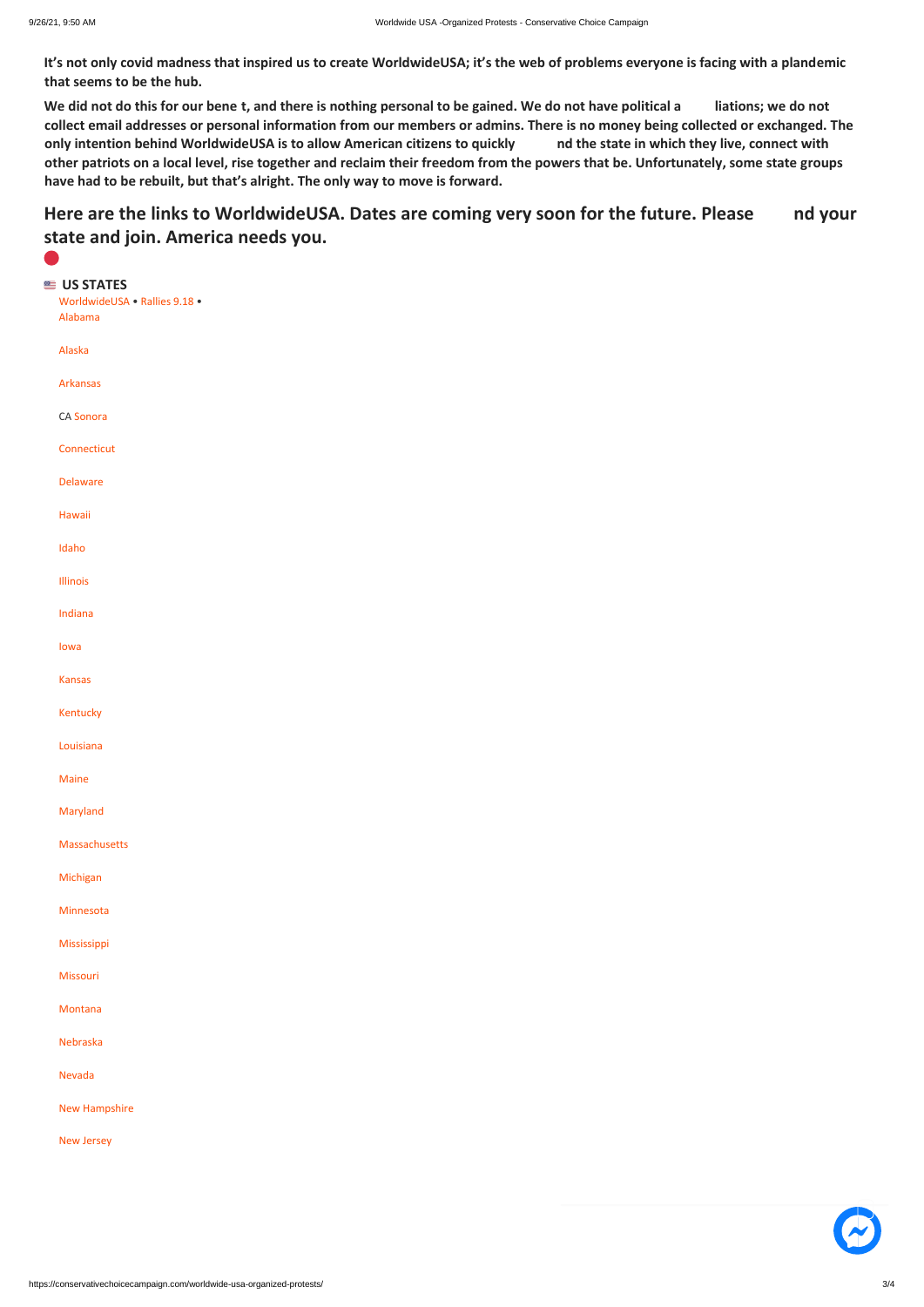**It's not only covid madness that inspired us to create WorldwideUSA; it's the web of problems everyone is facing with a plandemic that seems to be the hub.**

**We did not do this for our bene t, and there is nothing personal to be gained. We do not have political a liations; we do not collect email addresses or personal information from our members or admins. There is no money being collected or exchanged. The only intention behind WorldwideUSA is to allow American citizens to quickly nd the state in which they live, connect with other patriots on a local level, rise together and reclaim their freedom from the powers that be. Unfortunately, some state groups have had to be rebuilt, but that's alright. The only way to move is forward.**

## Here are the links to WorldwideUSA. Dates are coming very soon for the future. Please nd your state and join. America needs you.

**US STATES**

WorldwideUSA • Rallies 9.18 •
Alabama

Alaska

Arkansas

CA Sonora

Connecticut

Delaware

Hawaii

Idaho

Illinois

Indiana

Iowa

Kansas

Kentucky

Louisiana

Maine

Maryland

Massachusetts

Michigan

Minnesota

Mississippi

Missouri

Montana

Nebraska

Nevada

New Hampshire

New Jersey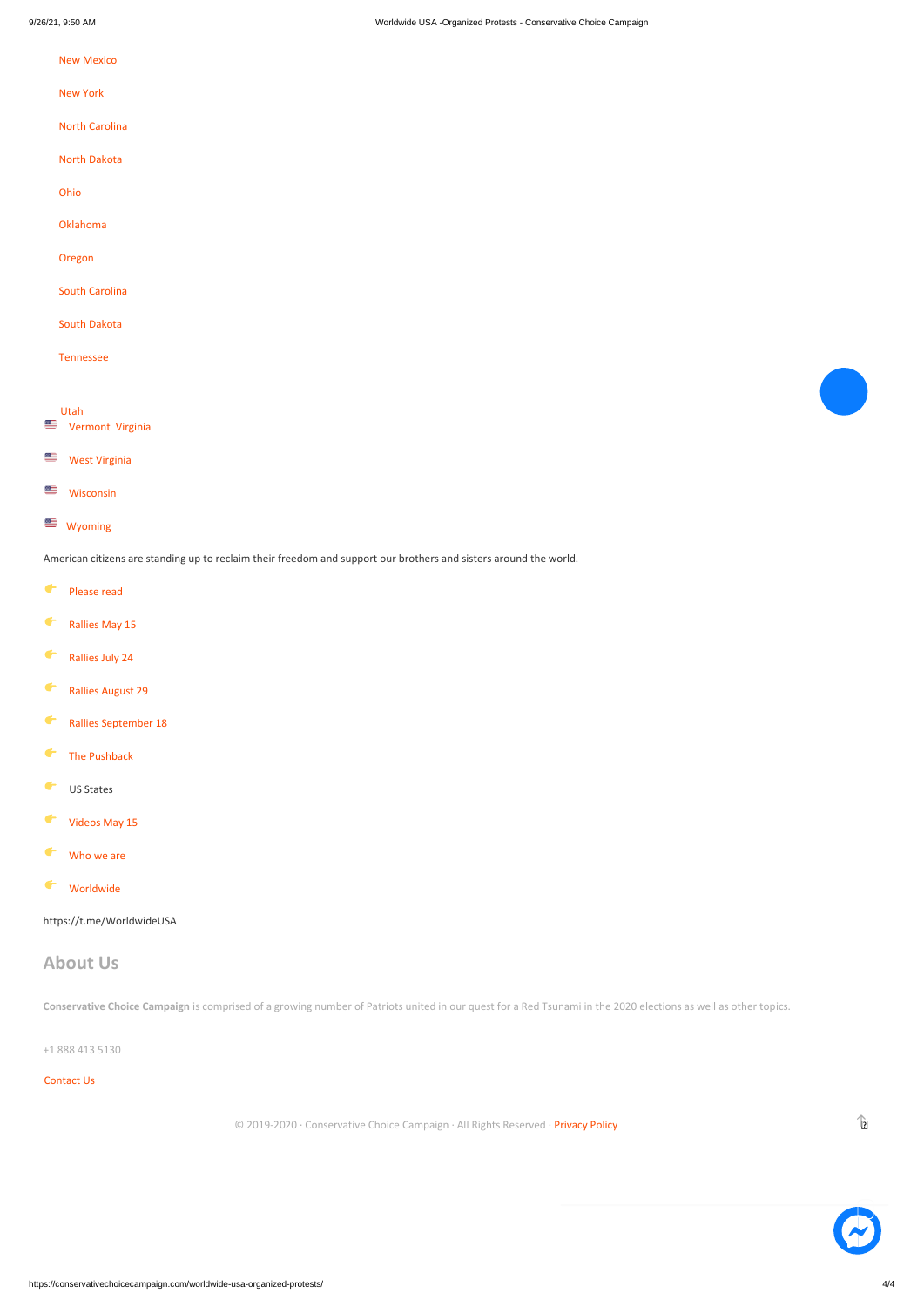- New Mexico
- New York
- North Carolina
- North Dakota
- Ohio
- Oklahoma
- Oregon
- South Carolina
- South Dakota
- Tennessee
- Utah
- Vermont Virginia
- West Virginia
- Wisconsin
- Wyoming

American citizens are standing up to reclaim their freedom and support our brothers and sisters around the world.

- Please read
- Rallies May 15
- Rallies July 24
- Rallies August 29
- Rallies September 18
- The Pushback
- US States
- Videos May 15
- Who we are
- Worldwide

https://t.me/WorldwideUSA

## About Us

**Conservative Choice Campaign** is comprised of a growing number of Patriots united in our quest for a Red Tsunami in the 2020 elections as well as other topics.

+1 888 413 5130

Contact Us

© 2019-2020 · Conservative Choice Campaign · All Rights Reserved · Privacy Policy